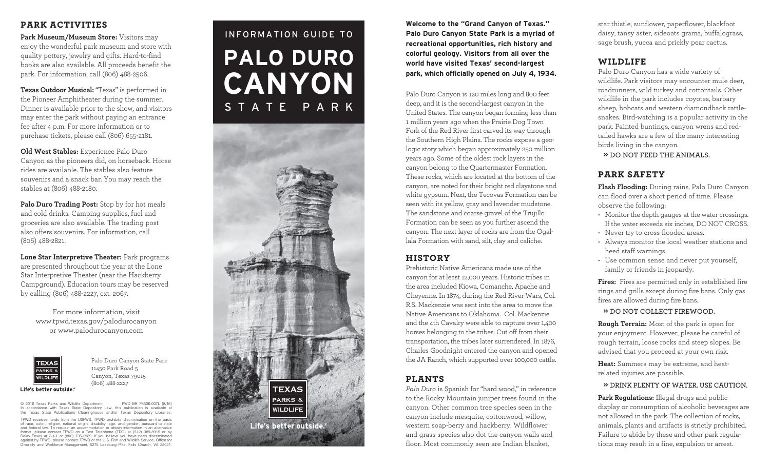## PARK ACTIVITIES

**Park Museum/Museum Store:** Visitors may enjoy the wonderful park museum and store with quality pottery, jewelry and gifts. Hard-to-find books are also available. All proceeds benefit the park. For information, call (806) 488-2506.

**Texas Outdoor Musical:** "Texas" is performed in the Pioneer Amphitheater during the summer. Dinner is available prior to the show, and visitors may enter the park without paying an entrance fee after 4 p.m. For more information or to purchase tickets, please call (806) 655-2181.

**Old West Stables:** Experience Palo Duro Canyon as the pioneers did, on horseback. Horse rides are available. The stables also feature souvenirs and a snack bar. You may reach the stables at (806) 488-2180.

**Palo Duro Trading Post:** Stop by for hot meals and cold drinks. Camping supplies, fuel and groceries are also available. The trading post also offers souvenirs. For information, call (806) 488-2821.

**Lone Star Interpretive Theater:** Park programs are presented throughout the year at the Lone Star Interpretive Theater (near the Hackberry Campground). Education tours may be reserved by calling (806) 488-2227, ext. 2067.

For more information, visit www.tpwd.texas.gov/palodurocanyon or www.palodurocanyon.com

TEXAS PARKS & WILDLIFE
Life's better outside.®

Palo Duro Canyon State Park
11450 Park Road 5
Canyon, Texas 79015
(806) 488-2227

© 2016 Texas Parks and Wildlife Department PWD BR P4506-007L (8/16)
In accordance with Texas State Depository Law, this publication is available at the Texas State Publications Clearinghouse and/or Texas Depository Libraries.

TPWD receives funds from the USFWS. TPWD prohibits discrimination on the basis of race, color, religion, national origin, disability, age, and gender, pursuant to state and federal law. To request an accommodation or obtain information in an alternative format, please contact TPWD on a Text Telephone (TDD) at (512) 389-8915 or by Relay Texas at 7-1-1 or (800) 735-2989. If you believe you have been discriminated against by TPWD, please contact TPWD or the U.S. Fish and Wildlife Service, Office for Diversity and Workforce Management, 5275 Leesburg Pike, Falls Church, VA 22041.

# INFORMATION GUIDE TO PALO DURO CANYON STATE PARK

TEXAS PARKS & WILDLIFE
Life's better outside.®

**Welcome to the "Grand Canyon of Texas." Palo Duro Canyon State Park is a myriad of recreational opportunities, rich history and colorful geology. Visitors from all over the world have visited Texas' second-largest park, which officially opened on July 4, 1934.**

Palo Duro Canyon is 120 miles long and 800 feet deep, and it is the second-largest canyon in the United States. The canyon began forming less than 1 million years ago when the Prairie Dog Town Fork of the Red River first carved its way through the Southern High Plains. The rocks expose a geologic story which began approximately 250 million years ago. Some of the oldest rock layers in the canyon belong to the Quartermaster Formation. These rocks, which are located at the bottom of the canyon, are noted for their bright red claystone and white gypsum. Next, the Tecovas Formation can be seen with its yellow, gray and lavender mudstone. The sandstone and coarse gravel of the Trujillo Formation can be seen as you further ascend the canyon. The next layer of rocks are from the Ogallala Formation with sand, silt, clay and caliche.

## HISTORY

Prehistoric Native Americans made use of the canyon for at least 12,000 years. Historic tribes in the area included Kiowa, Comanche, Apache and Cheyenne. In 1874, during the Red River Wars, Col. R.S. Mackenzie was sent into the area to move the Native Americans to Oklahoma. Col. Mackenzie and the 4th Cavalry were able to capture over 1,400 horses belonging to the tribes. Cut off from their transportation, the tribes later surrendered. In 1876, Charles Goodnight entered the canyon and opened the JA Ranch, which supported over 100,000 cattle.

## PLANTS

*Palo Duro* is Spanish for "hard wood," in reference to the Rocky Mountain juniper trees found in the canyon. Other common tree species seen in the canyon include mesquite, cottonwood, willow, western soap-berry and hackberry. Wildflower and grass species also dot the canyon walls and floor. Most commonly seen are Indian blanket, star thistle, sunflower, paperflower, blackfoot daisy, tansy aster, sideoats grama, buffalograss, sage brush, yucca and prickly pear cactus.

## WILDLIFE

Palo Duro Canyon has a wide variety of wildlife. Park visitors may encounter mule deer, roadrunners, wild turkey and cottontails. Other wildlife in the park includes coyotes, barbary sheep, bobcats and western diamondback rattlesnakes. Bird-watching is a popular activity in the park. Painted buntings, canyon wrens and red-tailed hawks are a few of the many interesting birds living in the canyon.

» DO NOT FEED THE ANIMALS.

## PARK SAFETY

**Flash Flooding:** During rains, Palo Duro Canyon can flood over a short period of time. Please observe the following:

- Monitor the depth gauges at the water crossings. If the water exceeds six inches, DO NOT CROSS.
- Never try to cross flooded areas.
- Always monitor the local weather stations and heed staff warnings.
- Use common sense and never put yourself, family or friends in jeopardy.

**Fires:** Fires are permitted only in established fire rings and grills except during fire bans. Only gas fires are allowed during fire bans.

» DO NOT COLLECT FIREWOOD.

**Rough Terrain:** Most of the park is open for your enjoyment. However, please be careful of rough terrain, loose rocks and steep slopes. Be advised that you proceed at your own risk.

**Heat:** Summers may be extreme, and heat-related injuries are possible.

» DRINK PLENTY OF WATER. USE CAUTION.

**Park Regulations:** Illegal drugs and public display or consumption of alcoholic beverages are not allowed in the park. The collection of rocks, animals, plants and artifacts is strictly prohibited. Failure to abide by these and other park regulations may result in a fine, expulsion or arrest.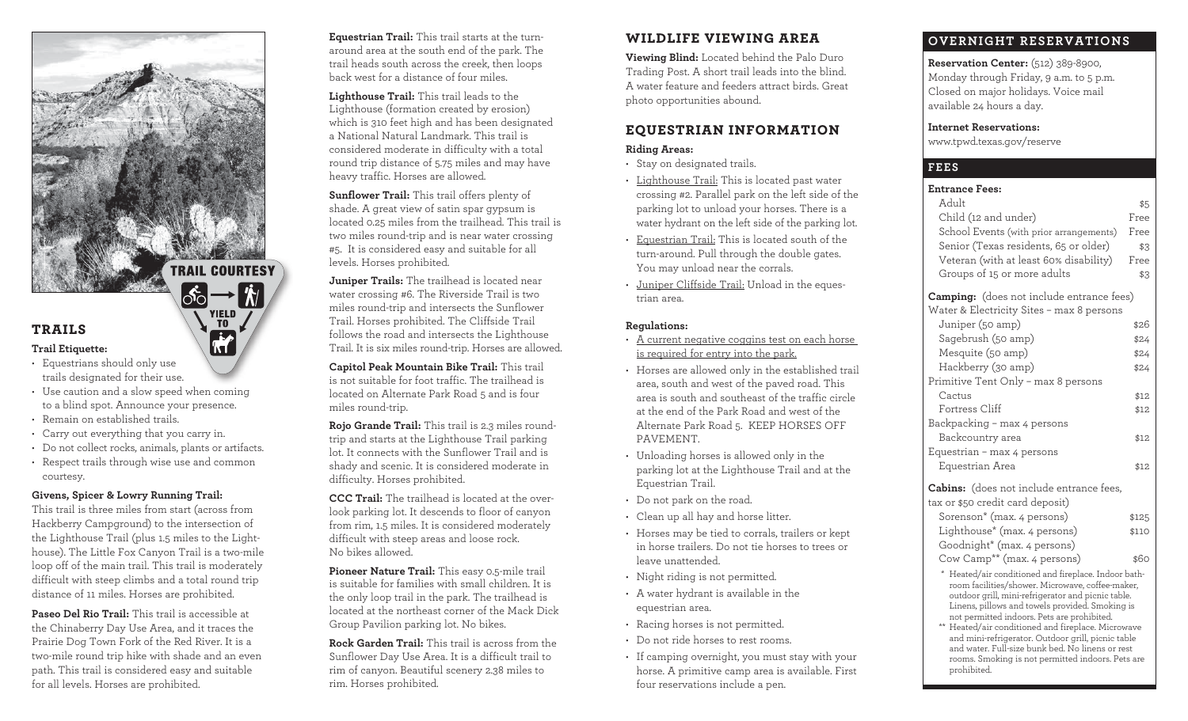TRAIL COURTESY

YIELD TO

## TRAILS

**Trail Etiquette:**

- Equestrians should only use trails designated for their use.
- Use caution and a slow speed when coming to a blind spot. Announce your presence.
- Remain on established trails.
- Carry out everything that you carry in.
- Do not collect rocks, animals, plants or artifacts.
- Respect trails through wise use and common courtesy.

**Givens, Spicer & Lowry Running Trail:**
This trail is three miles from start (across from Hackberry Campground) to the intersection of the Lighthouse Trail (plus 1.5 miles to the Lighthouse). The Little Fox Canyon Trail is a two-mile loop off of the main trail. This trail is moderately difficult with steep climbs and a total round trip distance of 11 miles. Horses are prohibited.

**Paseo Del Rio Trail:** This trail is accessible at the Chinaberry Day Use Area, and it traces the Prairie Dog Town Fork of the Red River. It is a two-mile round trip hike with shade and an even path. This trail is considered easy and suitable for all levels. Horses are prohibited.

**Equestrian Trail:** This trail starts at the turn-around area at the south end of the park. The trail heads south across the creek, then loops back west for a distance of four miles.

**Lighthouse Trail:** This trail leads to the Lighthouse (formation created by erosion) which is 310 feet high and has been designated a National Natural Landmark. This trail is considered moderate in difficulty with a total round trip distance of 5.75 miles and may have heavy traffic. Horses are allowed.

**Sunflower Trail:** This trail offers plenty of shade. A great view of satin spar gypsum is located 0.25 miles from the trailhead. This trail is two miles round-trip and is near water crossing #5. It is considered easy and suitable for all levels. Horses prohibited.

**Juniper Trails:** The trailhead is located near water crossing #6. The Riverside Trail is two miles round-trip and intersects the Sunflower Trail. Horses prohibited. The Cliffside Trail follows the road and intersects the Lighthouse Trail. It is six miles round-trip. Horses are allowed.

**Capitol Peak Mountain Bike Trail:** This trail is not suitable for foot traffic. The trailhead is located on Alternate Park Road 5 and is four miles round-trip.

**Rojo Grande Trail:** This trail is 2.3 miles round-trip and starts at the Lighthouse Trail parking lot. It connects with the Sunflower Trail and is shady and scenic. It is considered moderate in difficulty. Horses prohibited.

**CCC Trail:** The trailhead is located at the overlook parking lot. It descends to floor of canyon from rim, 1.5 miles. It is considered moderately difficult with steep areas and loose rock. No bikes allowed.

**Pioneer Nature Trail:** This easy 0.5-mile trail is suitable for families with small children. It is the only loop trail in the park. The trailhead is located at the northeast corner of the Mack Dick Group Pavilion parking lot. No bikes.

**Rock Garden Trail:** This trail is across from the Sunflower Day Use Area. It is a difficult trail to rim of canyon. Beautiful scenery 2.38 miles to rim. Horses prohibited.

## WILDLIFE VIEWING AREA

**Viewing Blind:** Located behind the Palo Duro Trading Post. A short trail leads into the blind. A water feature and feeders attract birds. Great photo opportunities abound.

## EQUESTRIAN INFORMATION

**Riding Areas:**

- Stay on designated trails.
- Lighthouse Trail: This is located past water crossing #2. Parallel park on the left side of the parking lot to unload your horses. There is a water hydrant on the left side of the parking lot.
- Equestrian Trail: This is located south of the turn-around. Pull through the double gates. You may unload near the corrals.
- Juniper Cliffside Trail: Unload in the equestrian area.

**Regulations:**

- A current negative coggins test on each horse is required for entry into the park.
- Horses are allowed only in the established trail area, south and west of the paved road. This area is south and southeast of the traffic circle at the end of the Park Road and west of the Alternate Park Road 5. KEEP HORSES OFF PAVEMENT.
- Unloading horses is allowed only in the parking lot at the Lighthouse Trail and at the Equestrian Trail.
- Do not park on the road.
- Clean up all hay and horse litter.
- Horses may be tied to corrals, trailers or kept in horse trailers. Do not tie horses to trees or leave unattended.
- Night riding is not permitted.
- A water hydrant is available in the equestrian area.
- Racing horses is not permitted.
- Do not ride horses to rest rooms.
- If camping overnight, you must stay with your horse. A primitive camp area is available. First four reservations include a pen.

## OVERNIGHT RESERVATIONS

**Reservation Center:** (512) 389-8900, Monday through Friday, 9 a.m. to 5 p.m. Closed on major holidays. Voice mail available 24 hours a day.

**Internet Reservations:**
www.tpwd.texas.gov/reserve

## FEES

**Entrance Fees:**

| | |
|---|---|
| Adult | $5 |
| Child (12 and under) | Free |
| School Events (with prior arrangements) | Free |
| Senior (Texas residents, 65 or older) | $3 |
| Veteran (with at least 60% disability) | Free |
| Groups of 15 or more adults | $3 |

**Camping:** (does not include entrance fees)

| | |
|---|---|
| Water & Electricity Sites – max 8 persons | |
| Juniper (50 amp) | $26 |
| Sagebrush (50 amp) | $24 |
| Mesquite (50 amp) | $24 |
| Hackberry (30 amp) | $24 |
| Primitive Tent Only – max 8 persons | |
| Cactus | $12 |
| Fortress Cliff | $12 |
| Backpacking – max 4 persons | |
| Backcountry area | $12 |
| Equestrian – max 4 persons | |
| Equestrian Area | $12 |

**Cabins:** (does not include entrance fees, tax or $50 credit card deposit)

| | |
|---|---|
| Sorenson* (max. 4 persons) | $125 |
| Lighthouse* (max. 4 persons) | $110 |
| Goodnight* (max. 4 persons) | |
| Cow Camp** (max. 4 persons) | $60 |

\* Heated/air conditioned and fireplace. Indoor bathroom facilities/shower. Microwave, coffee-maker, outdoor grill, mini-refrigerator and picnic table. Linens, pillows and towels provided. Smoking is not permitted indoors. Pets are prohibited.

\*\* Heated/air conditioned and fireplace. Microwave and mini-refrigerator. Outdoor grill, picnic table and water. Full-size bunk bed. No linens or rest rooms. Smoking is not permitted indoors. Pets are prohibited.